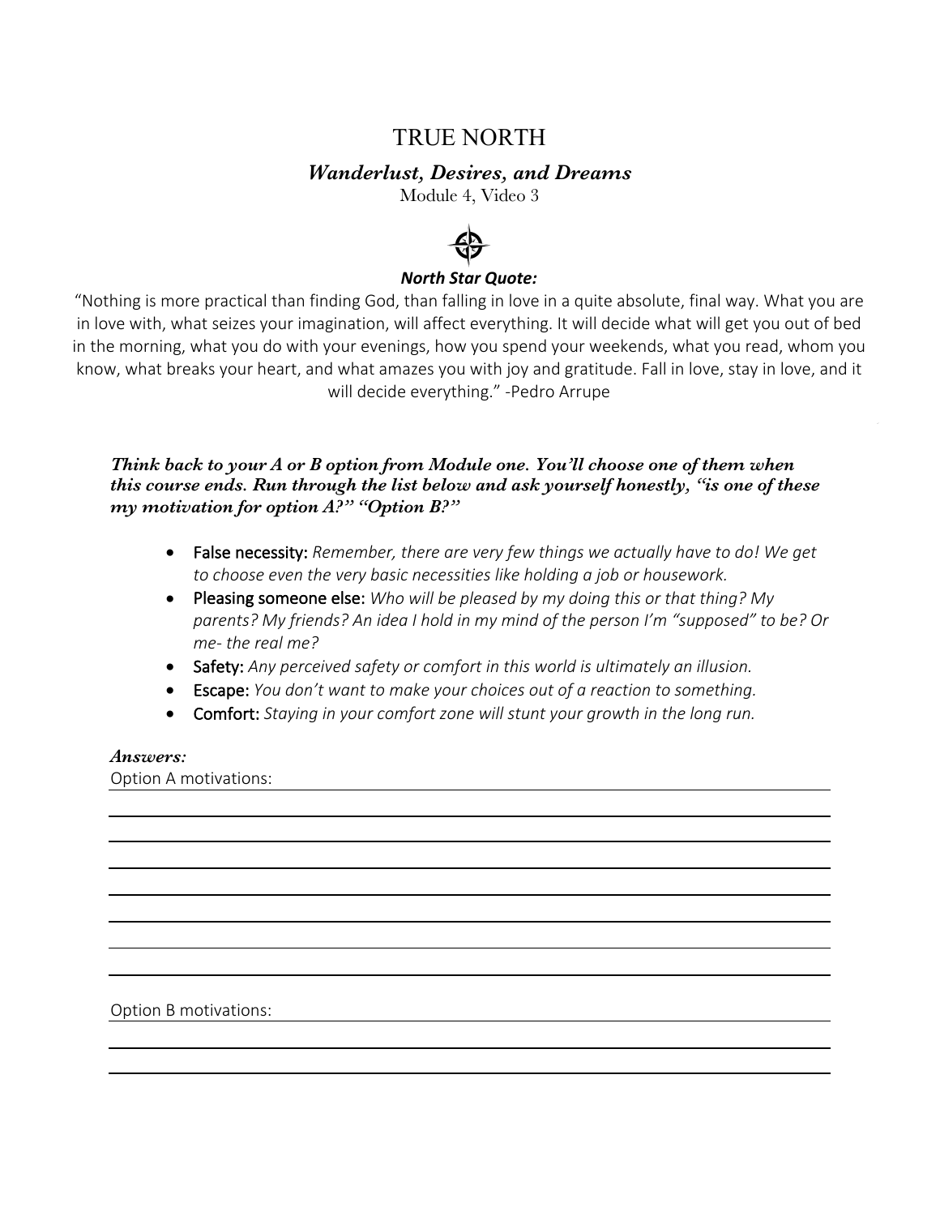# TRUE NORTH

## *Wanderlust, Desires, and Dreams*

Module 4, Video 3

***North Star Quote:***

"Nothing is more practical than finding God, than falling in love in a quite absolute, final way. What you are in love with, what seizes your imagination, will affect everything. It will decide what will get you out of bed in the morning, what you do with your evenings, how you spend your weekends, what you read, whom you know, what breaks your heart, and what amazes you with joy and gratitude. Fall in love, stay in love, and it will decide everything." -Pedro Arrupe

***Think back to your A or B option from Module one. You'll choose one of them when this course ends. Run through the list below and ask yourself honestly, "is one of these my motivation for option A?" "Option B?"***

- False necessity: *Remember, there are very few things we actually have to do! We get to choose even the very basic necessities like holding a job or housework.*
- Pleasing someone else: *Who will be pleased by my doing this or that thing? My parents? My friends? An idea I hold in my mind of the person I'm "supposed" to be? Or me- the real me?*
- Safety: *Any perceived safety or comfort in this world is ultimately an illusion.*
- Escape: *You don't want to make your choices out of a reaction to something.*
- Comfort: *Staying in your comfort zone will stunt your growth in the long run.*

***Answers:***

Option A motivations: ______________________________

______________________________

______________________________

______________________________

______________________________

______________________________

______________________________

______________________________

Option B motivations: ______________________________

______________________________

______________________________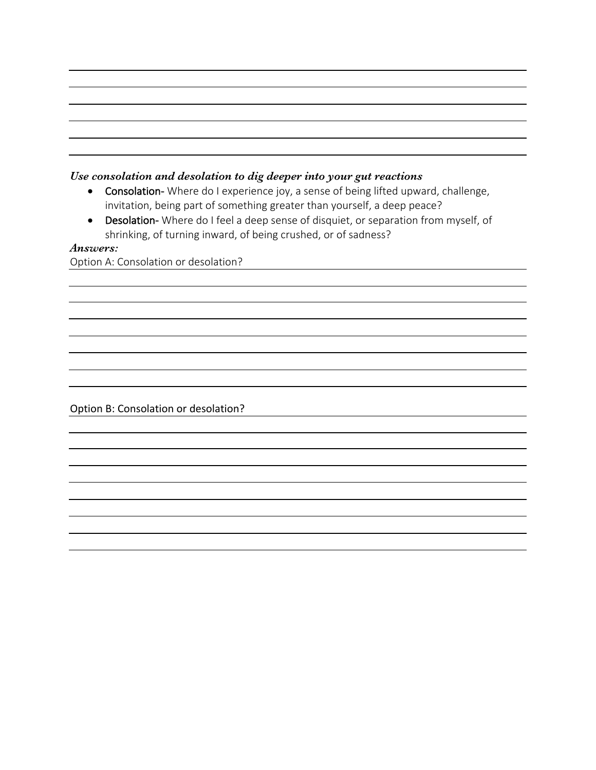***Use consolation and desolation to dig deeper into your gut reactions***

- **Consolation-** Where do I experience joy, a sense of being lifted upward, challenge, invitation, being part of something greater than yourself, a deep peace?
- **Desolation-** Where do I feel a deep sense of disquiet, or separation from myself, of shrinking, of turning inward, of being crushed, or of sadness?

***Answers:***

Option A: Consolation or desolation?

Option B: Consolation or desolation?